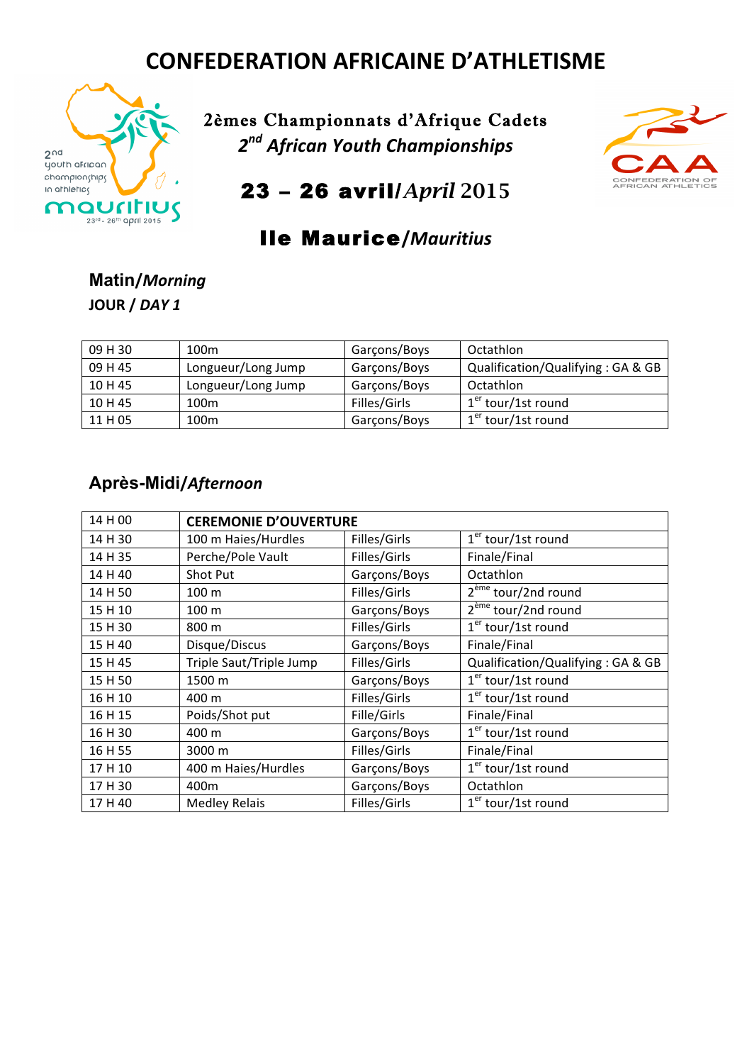# CONFEDERATION AFRICAINE D'ATHLETISME

## 2èmes Championnats d'Afrique Cadets
## *2nd African Youth Championships*

## 23 – 26 avril/*April* 2015

## Ile Maurice/*Mauritius*

### Matin/*Morning*

**JOUR / *DAY 1***

| | | | |
|---|---|---|---|
| 09 H 30 | 100m | Garçons/Boys | Octathlon |
| 09 H 45 | Longueur/Long Jump | Garçons/Boys | Qualification/Qualifying : GA & GB |
| 10 H 45 | Longueur/Long Jump | Garçons/Boys | Octathlon |
| 10 H 45 | 100m | Filles/Girls | 1er tour/1st round |
| 11 H 05 | 100m | Garçons/Boys | 1er tour/1st round |

### Après-Midi/*Afternoon*

| | | | |
|---|---|---|---|
| 14 H 00 | **CEREMONIE D'OUVERTURE** | | |
| 14 H 30 | 100 m Haies/Hurdles | Filles/Girls | 1er tour/1st round |
| 14 H 35 | Perche/Pole Vault | Filles/Girls | Finale/Final |
| 14 H 40 | Shot Put | Garçons/Boys | Octathlon |
| 14 H 50 | 100 m | Filles/Girls | 2ème tour/2nd round |
| 15 H 10 | 100 m | Garçons/Boys | 2ème tour/2nd round |
| 15 H 30 | 800 m | Filles/Girls | 1er tour/1st round |
| 15 H 40 | Disque/Discus | Garçons/Boys | Finale/Final |
| 15 H 45 | Triple Saut/Triple Jump | Filles/Girls | Qualification/Qualifying : GA & GB |
| 15 H 50 | 1500 m | Garçons/Boys | 1er tour/1st round |
| 16 H 10 | 400 m | Filles/Girls | 1er tour/1st round |
| 16 H 15 | Poids/Shot put | Fille/Girls | Finale/Final |
| 16 H 30 | 400 m | Garçons/Boys | 1er tour/1st round |
| 16 H 55 | 3000 m | Filles/Girls | Finale/Final |
| 17 H 10 | 400 m Haies/Hurdles | Garçons/Boys | 1er tour/1st round |
| 17 H 30 | 400m | Garçons/Boys | Octathlon |
| 17 H 40 | Medley Relais | Filles/Girls | 1er tour/1st round |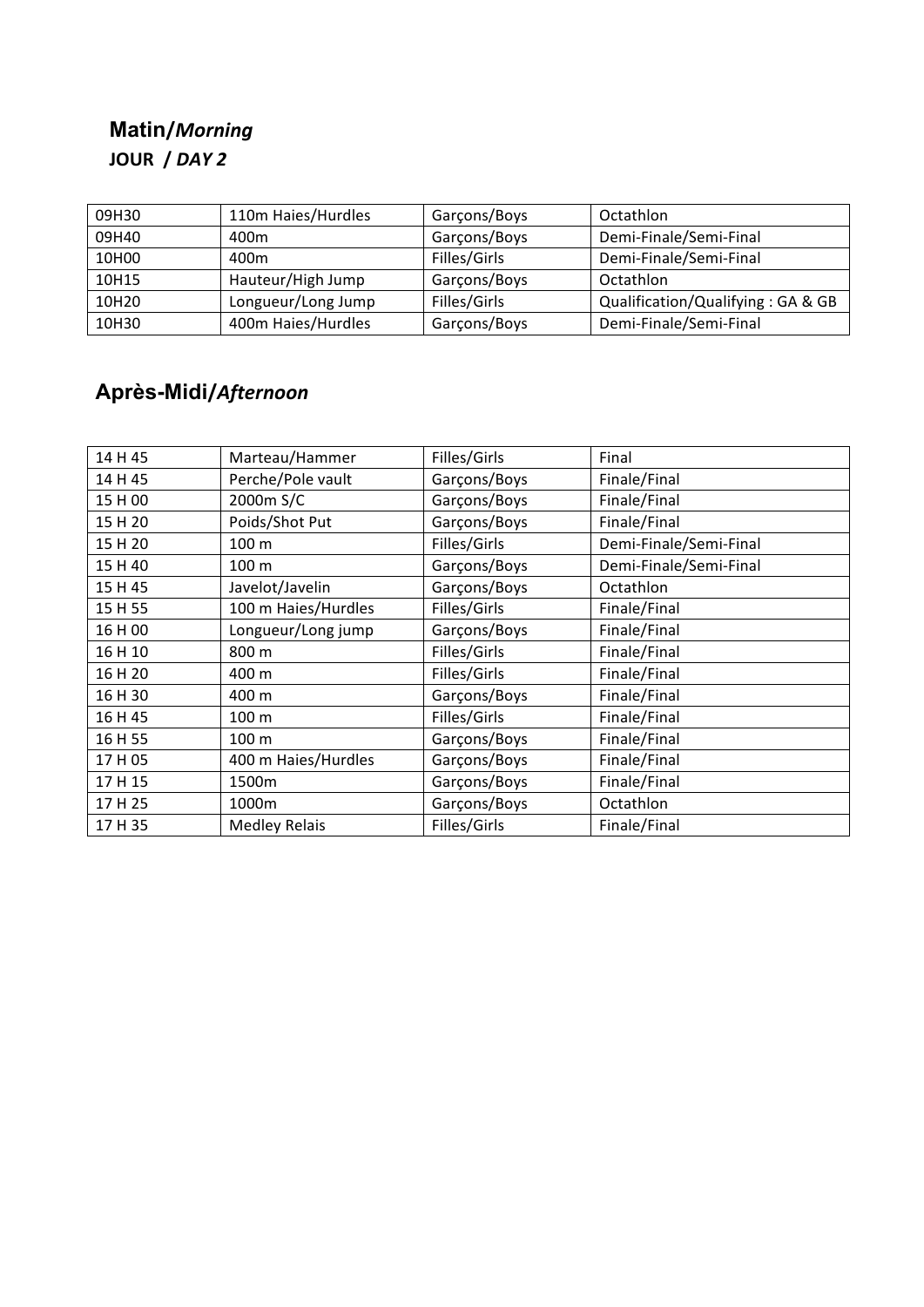## **Matin/*Morning***

**JOUR / *DAY 2***

| | | | |
|---|---|---|---|
| 09H30 | 110m Haies/Hurdles | Garçons/Boys | Octathlon |
| 09H40 | 400m | Garçons/Boys | Demi-Finale/Semi-Final |
| 10H00 | 400m | Filles/Girls | Demi-Finale/Semi-Final |
| 10H15 | Hauteur/High Jump | Garçons/Boys | Octathlon |
| 10H20 | Longueur/Long Jump | Filles/Girls | Qualification/Qualifying : GA & GB |
| 10H30 | 400m Haies/Hurdles | Garçons/Boys | Demi-Finale/Semi-Final |

## **Après-Midi/*Afternoon***

| | | | |
|---|---|---|---|
| 14 H 45 | Marteau/Hammer | Filles/Girls | Final |
| 14 H 45 | Perche/Pole vault | Garçons/Boys | Finale/Final |
| 15 H 00 | 2000m S/C | Garçons/Boys | Finale/Final |
| 15 H 20 | Poids/Shot Put | Garçons/Boys | Finale/Final |
| 15 H 20 | 100 m | Filles/Girls | Demi-Finale/Semi-Final |
| 15 H 40 | 100 m | Garçons/Boys | Demi-Finale/Semi-Final |
| 15 H 45 | Javelot/Javelin | Garçons/Boys | Octathlon |
| 15 H 55 | 100 m Haies/Hurdles | Filles/Girls | Finale/Final |
| 16 H 00 | Longueur/Long jump | Garçons/Boys | Finale/Final |
| 16 H 10 | 800 m | Filles/Girls | Finale/Final |
| 16 H 20 | 400 m | Filles/Girls | Finale/Final |
| 16 H 30 | 400 m | Garçons/Boys | Finale/Final |
| 16 H 45 | 100 m | Filles/Girls | Finale/Final |
| 16 H 55 | 100 m | Garçons/Boys | Finale/Final |
| 17 H 05 | 400 m Haies/Hurdles | Garçons/Boys | Finale/Final |
| 17 H 15 | 1500m | Garçons/Boys | Finale/Final |
| 17 H 25 | 1000m | Garçons/Boys | Octathlon |
| 17 H 35 | Medley Relais | Filles/Girls | Finale/Final |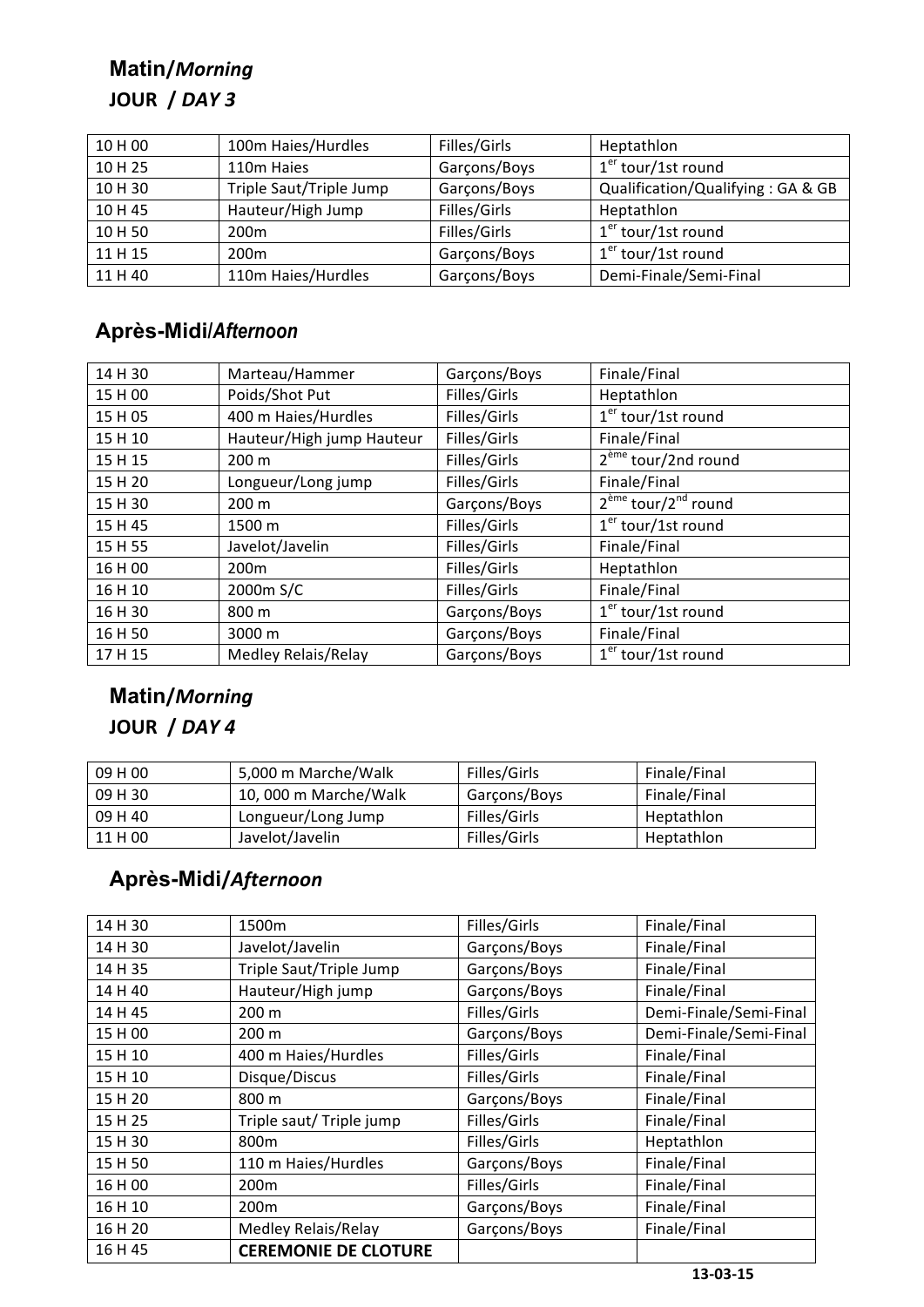## Matin/*Morning*

**JOUR / *DAY 3***

| | | | |
|---|---|---|---|
| 10 H 00 | 100m Haies/Hurdles | Filles/Girls | Heptathlon |
| 10 H 25 | 110m Haies | Garçons/Boys | 1er tour/1st round |
| 10 H 30 | Triple Saut/Triple Jump | Garçons/Boys | Qualification/Qualifying : GA & GB |
| 10 H 45 | Hauteur/High Jump | Filles/Girls | Heptathlon |
| 10 H 50 | 200m | Filles/Girls | 1er tour/1st round |
| 11 H 15 | 200m | Garçons/Boys | 1er tour/1st round |
| 11 H 40 | 110m Haies/Hurdles | Garçons/Boys | Demi-Finale/Semi-Final |

## Après-Midi/*Afternoon*

| | | | |
|---|---|---|---|
| 14 H 30 | Marteau/Hammer | Garçons/Boys | Finale/Final |
| 15 H 00 | Poids/Shot Put | Filles/Girls | Heptathlon |
| 15 H 05 | 400 m Haies/Hurdles | Filles/Girls | 1er tour/1st round |
| 15 H 10 | Hauteur/High jump Hauteur | Filles/Girls | Finale/Final |
| 15 H 15 | 200 m | Filles/Girls | 2ème tour/2nd round |
| 15 H 20 | Longueur/Long jump | Filles/Girls | Finale/Final |
| 15 H 30 | 200 m | Garçons/Boys | 2ème tour/2nd round |
| 15 H 45 | 1500 m | Filles/Girls | 1er tour/1st round |
| 15 H 55 | Javelot/Javelin | Filles/Girls | Finale/Final |
| 16 H 00 | 200m | Filles/Girls | Heptathlon |
| 16 H 10 | 2000m S/C | Filles/Girls | Finale/Final |
| 16 H 30 | 800 m | Garçons/Boys | 1er tour/1st round |
| 16 H 50 | 3000 m | Garçons/Boys | Finale/Final |
| 17 H 15 | Medley Relais/Relay | Garçons/Boys | 1er tour/1st round |

## Matin/*Morning*

**JOUR / *DAY 4***

| | | | |
|---|---|---|---|
| 09 H 00 | 5,000 m Marche/Walk | Filles/Girls | Finale/Final |
| 09 H 30 | 10, 000 m Marche/Walk | Garçons/Boys | Finale/Final |
| 09 H 40 | Longueur/Long Jump | Filles/Girls | Heptathlon |
| 11 H 00 | Javelot/Javelin | Filles/Girls | Heptathlon |

## Après-Midi/*Afternoon*

| | | | |
|---|---|---|---|
| 14 H 30 | 1500m | Filles/Girls | Finale/Final |
| 14 H 30 | Javelot/Javelin | Garçons/Boys | Finale/Final |
| 14 H 35 | Triple Saut/Triple Jump | Garçons/Boys | Finale/Final |
| 14 H 40 | Hauteur/High jump | Garçons/Boys | Finale/Final |
| 14 H 45 | 200 m | Filles/Girls | Demi-Finale/Semi-Final |
| 15 H 00 | 200 m | Garçons/Boys | Demi-Finale/Semi-Final |
| 15 H 10 | 400 m Haies/Hurdles | Filles/Girls | Finale/Final |
| 15 H 10 | Disque/Discus | Filles/Girls | Finale/Final |
| 15 H 20 | 800 m | Garçons/Boys | Finale/Final |
| 15 H 25 | Triple saut/ Triple jump | Filles/Girls | Finale/Final |
| 15 H 30 | 800m | Filles/Girls | Heptathlon |
| 15 H 50 | 110 m Haies/Hurdles | Garçons/Boys | Finale/Final |
| 16 H 00 | 200m | Filles/Girls | Finale/Final |
| 16 H 10 | 200m | Garçons/Boys | Finale/Final |
| 16 H 20 | Medley Relais/Relay | Garçons/Boys | Finale/Final |
| 16 H 45 | **CEREMONIE DE CLOTURE** | | |

**13-03-15**